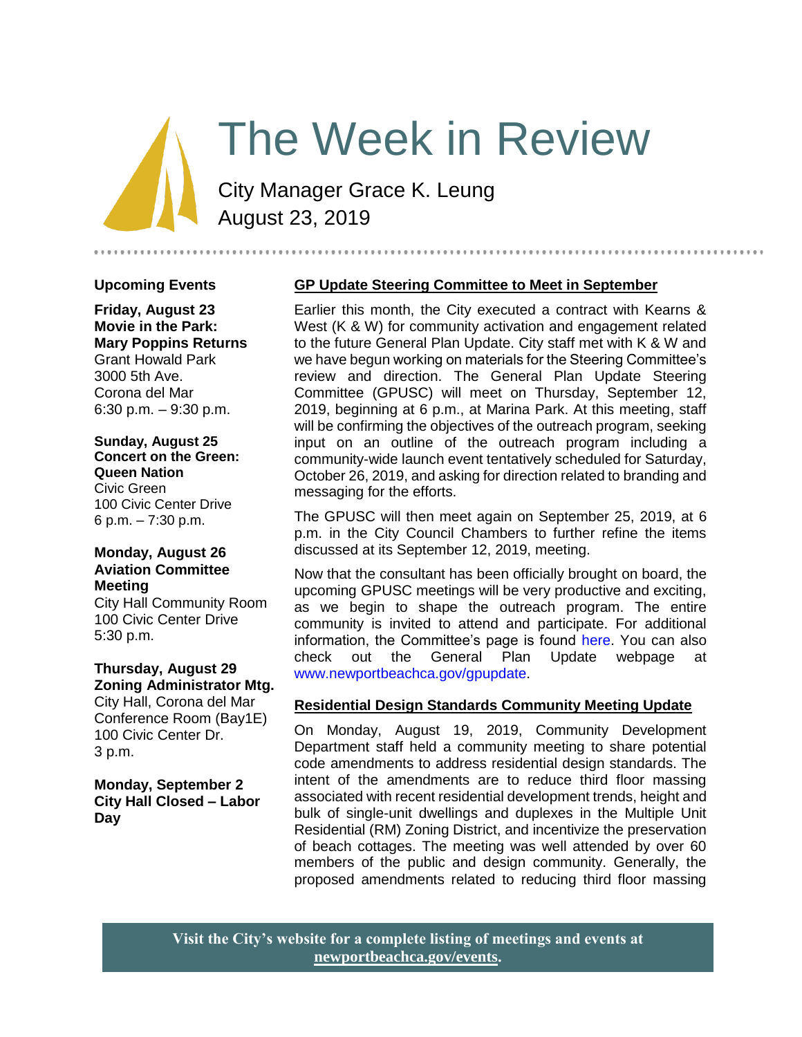# The Week in Review

City Manager Grace K. Leung
August 23, 2019

## Upcoming Events

**Friday, August 23**
**Movie in the Park: Mary Poppins Returns**
Grant Howald Park
3000 5th Ave.
Corona del Mar
6:30 p.m. – 9:30 p.m.

**Sunday, August 25**
**Concert on the Green: Queen Nation**
Civic Green
100 Civic Center Drive
6 p.m. – 7:30 p.m.

**Monday, August 26**
**Aviation Committee Meeting**
City Hall Community Room
100 Civic Center Drive
5:30 p.m.

**Thursday, August 29**
**Zoning Administrator Mtg.**
City Hall, Corona del Mar Conference Room (Bay1E)
100 Civic Center Dr.
3 p.m.

**Monday, September 2**
**City Hall Closed – Labor Day**

## GP Update Steering Committee to Meet in September

Earlier this month, the City executed a contract with Kearns & West (K & W) for community activation and engagement related to the future General Plan Update. City staff met with K & W and we have begun working on materials for the Steering Committee's review and direction. The General Plan Update Steering Committee (GPUSC) will meet on Thursday, September 12, 2019, beginning at 6 p.m., at Marina Park. At this meeting, staff will be confirming the objectives of the outreach program, seeking input on an outline of the outreach program including a community-wide launch event tentatively scheduled for Saturday, October 26, 2019, and asking for direction related to branding and messaging for the efforts.

The GPUSC will then meet again on September 25, 2019, at 6 p.m. in the City Council Chambers to further refine the items discussed at its September 12, 2019, meeting.

Now that the consultant has been officially brought on board, the upcoming GPUSC meetings will be very productive and exciting, as we begin to shape the outreach program. The entire community is invited to attend and participate. For additional information, the Committee's page is found here. You can also check out the General Plan Update webpage at www.newportbeachca.gov/gpupdate.

## Residential Design Standards Community Meeting Update

On Monday, August 19, 2019, Community Development Department staff held a community meeting to share potential code amendments to address residential design standards. The intent of the amendments are to reduce third floor massing associated with recent residential development trends, height and bulk of single-unit dwellings and duplexes in the Multiple Unit Residential (RM) Zoning District, and incentivize the preservation of beach cottages. The meeting was well attended by over 60 members of the public and design community. Generally, the proposed amendments related to reducing third floor massing

**Visit the City's website for a complete listing of meetings and events at newportbeachca.gov/events.**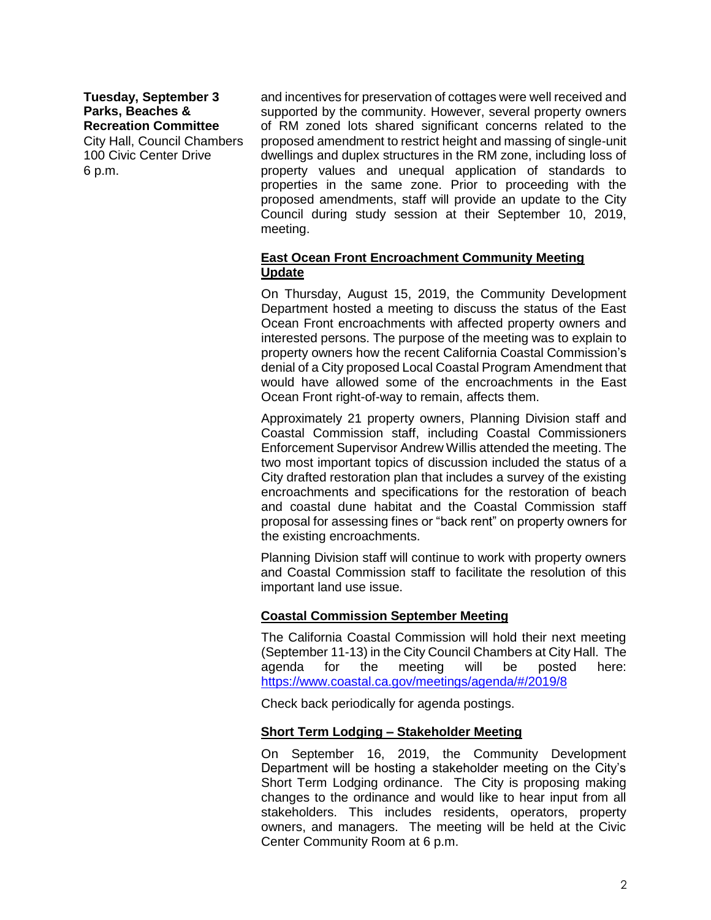**Tuesday, September 3**
**Parks, Beaches & Recreation Committee**
City Hall, Council Chambers
100 Civic Center Drive
6 p.m.

and incentives for preservation of cottages were well received and supported by the community. However, several property owners of RM zoned lots shared significant concerns related to the proposed amendment to restrict height and massing of single-unit dwellings and duplex structures in the RM zone, including loss of property values and unequal application of standards to properties in the same zone. Prior to proceeding with the proposed amendments, staff will provide an update to the City Council during study session at their September 10, 2019, meeting.

## East Ocean Front Encroachment Community Meeting Update

On Thursday, August 15, 2019, the Community Development Department hosted a meeting to discuss the status of the East Ocean Front encroachments with affected property owners and interested persons. The purpose of the meeting was to explain to property owners how the recent California Coastal Commission's denial of a City proposed Local Coastal Program Amendment that would have allowed some of the encroachments in the East Ocean Front right-of-way to remain, affects them.

Approximately 21 property owners, Planning Division staff and Coastal Commission staff, including Coastal Commissioners Enforcement Supervisor Andrew Willis attended the meeting. The two most important topics of discussion included the status of a City drafted restoration plan that includes a survey of the existing encroachments and specifications for the restoration of beach and coastal dune habitat and the Coastal Commission staff proposal for assessing fines or "back rent" on property owners for the existing encroachments.

Planning Division staff will continue to work with property owners and Coastal Commission staff to facilitate the resolution of this important land use issue.

## Coastal Commission September Meeting

The California Coastal Commission will hold their next meeting (September 11-13) in the City Council Chambers at City Hall. The agenda for the meeting will be posted here: [https://www.coastal.ca.gov/meetings/agenda/#/2019/8](https://www.coastal.ca.gov/meetings/agenda/#/2019/8)

Check back periodically for agenda postings.

## Short Term Lodging – Stakeholder Meeting

On September 16, 2019, the Community Development Department will be hosting a stakeholder meeting on the City's Short Term Lodging ordinance. The City is proposing making changes to the ordinance and would like to hear input from all stakeholders. This includes residents, operators, property owners, and managers. The meeting will be held at the Civic Center Community Room at 6 p.m.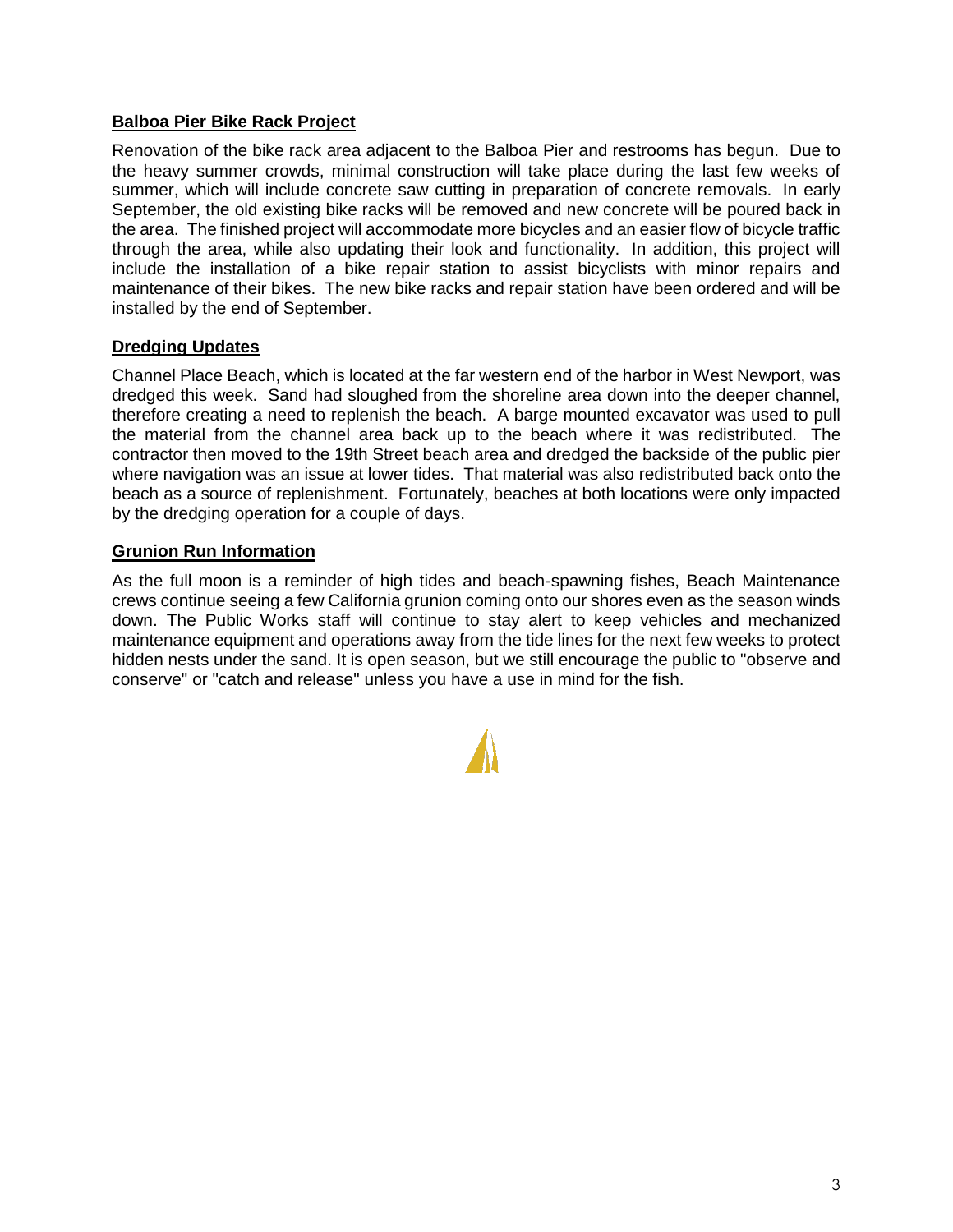**Balboa Pier Bike Rack Project**

Renovation of the bike rack area adjacent to the Balboa Pier and restrooms has begun. Due to the heavy summer crowds, minimal construction will take place during the last few weeks of summer, which will include concrete saw cutting in preparation of concrete removals. In early September, the old existing bike racks will be removed and new concrete will be poured back in the area. The finished project will accommodate more bicycles and an easier flow of bicycle traffic through the area, while also updating their look and functionality. In addition, this project will include the installation of a bike repair station to assist bicyclists with minor repairs and maintenance of their bikes. The new bike racks and repair station have been ordered and will be installed by the end of September.

**Dredging Updates**

Channel Place Beach, which is located at the far western end of the harbor in West Newport, was dredged this week. Sand had sloughed from the shoreline area down into the deeper channel, therefore creating a need to replenish the beach. A barge mounted excavator was used to pull the material from the channel area back up to the beach where it was redistributed. The contractor then moved to the 19th Street beach area and dredged the backside of the public pier where navigation was an issue at lower tides. That material was also redistributed back onto the beach as a source of replenishment. Fortunately, beaches at both locations were only impacted by the dredging operation for a couple of days.

**Grunion Run Information**

As the full moon is a reminder of high tides and beach-spawning fishes, Beach Maintenance crews continue seeing a few California grunion coming onto our shores even as the season winds down. The Public Works staff will continue to stay alert to keep vehicles and mechanized maintenance equipment and operations away from the tide lines for the next few weeks to protect hidden nests under the sand. It is open season, but we still encourage the public to "observe and conserve" or "catch and release" unless you have a use in mind for the fish.